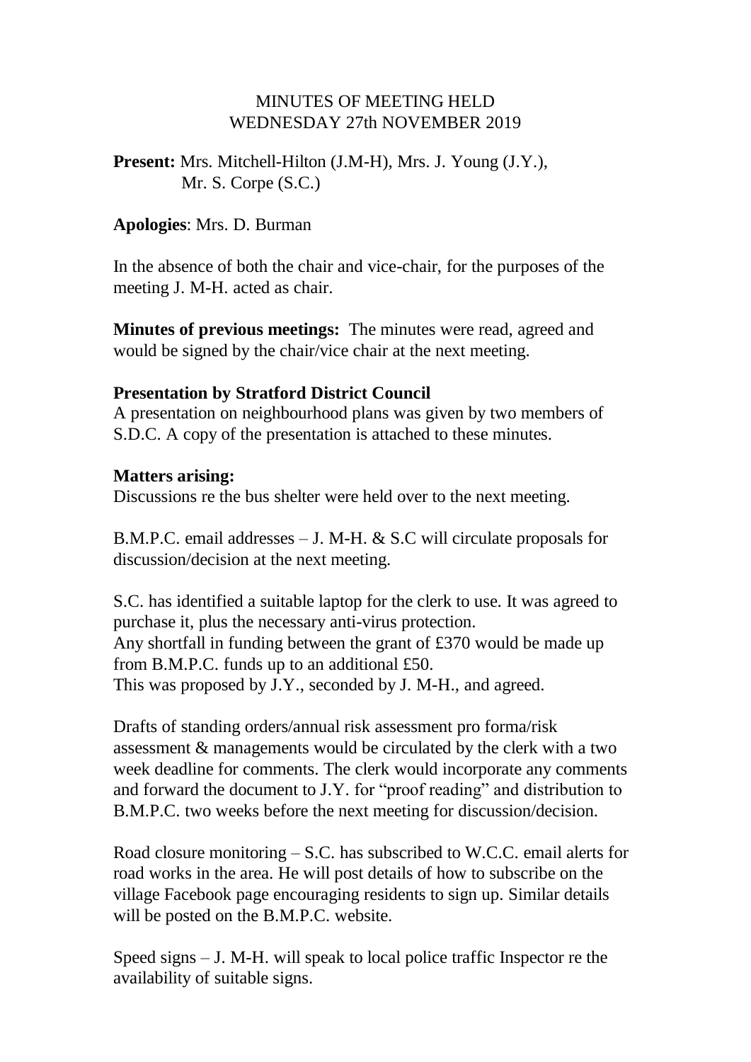MINUTES OF MEETING HELD
WEDNESDAY 27th NOVEMBER 2019

**Present:** Mrs. Mitchell-Hilton (J.M-H), Mrs. J. Young (J.Y.), Mr. S. Corpe (S.C.)

**Apologies**: Mrs. D. Burman

In the absence of both the chair and vice-chair, for the purposes of the meeting J. M-H. acted as chair.

**Minutes of previous meetings:** The minutes were read, agreed and would be signed by the chair/vice chair at the next meeting.

**Presentation by Stratford District Council**
A presentation on neighbourhood plans was given by two members of S.D.C. A copy of the presentation is attached to these minutes.

**Matters arising:**
Discussions re the bus shelter were held over to the next meeting.

B.M.P.C. email addresses – J. M-H. & S.C will circulate proposals for discussion/decision at the next meeting.

S.C. has identified a suitable laptop for the clerk to use. It was agreed to purchase it, plus the necessary anti-virus protection.
Any shortfall in funding between the grant of £370 would be made up from B.M.P.C. funds up to an additional £50.
This was proposed by J.Y., seconded by J. M-H., and agreed.

Drafts of standing orders/annual risk assessment pro forma/risk assessment & managements would be circulated by the clerk with a two week deadline for comments. The clerk would incorporate any comments and forward the document to J.Y. for "proof reading" and distribution to B.M.P.C. two weeks before the next meeting for discussion/decision.

Road closure monitoring – S.C. has subscribed to W.C.C. email alerts for road works in the area. He will post details of how to subscribe on the village Facebook page encouraging residents to sign up. Similar details will be posted on the B.M.P.C. website.

Speed signs – J. M-H. will speak to local police traffic Inspector re the availability of suitable signs.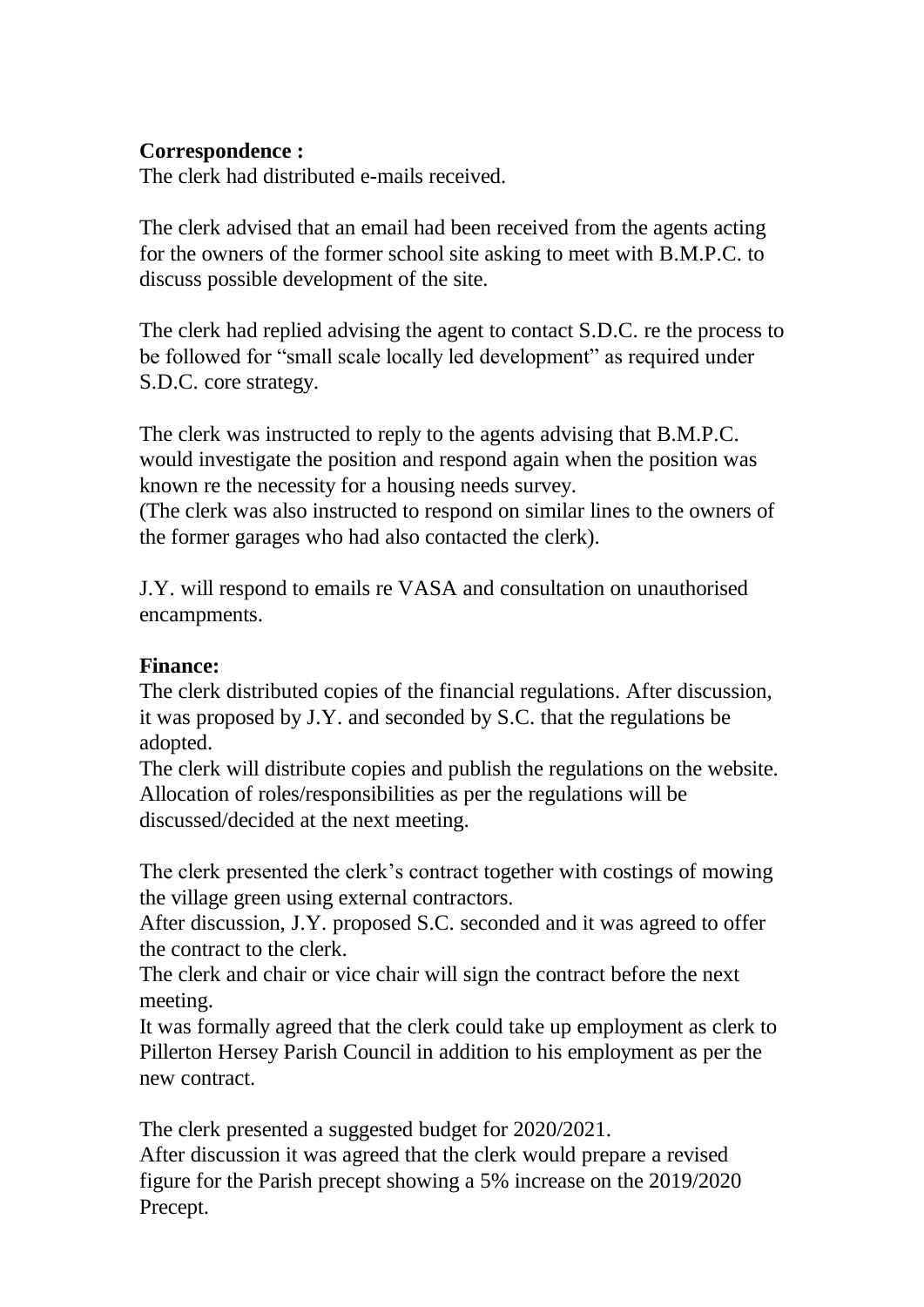**Correspondence :**

The clerk had distributed e-mails received.

The clerk advised that an email had been received from the agents acting for the owners of the former school site asking to meet with B.M.P.C. to discuss possible development of the site.

The clerk had replied advising the agent to contact S.D.C. re the process to be followed for "small scale locally led development" as required under S.D.C. core strategy.

The clerk was instructed to reply to the agents advising that B.M.P.C. would investigate the position and respond again when the position was known re the necessity for a housing needs survey.
(The clerk was also instructed to respond on similar lines to the owners of the former garages who had also contacted the clerk).

J.Y. will respond to emails re VASA and consultation on unauthorised encampments.

**Finance:**

The clerk distributed copies of the financial regulations. After discussion, it was proposed by J.Y. and seconded by S.C. that the regulations be adopted.
The clerk will distribute copies and publish the regulations on the website.
Allocation of roles/responsibilities as per the regulations will be discussed/decided at the next meeting.

The clerk presented the clerk's contract together with costings of mowing the village green using external contractors.
After discussion, J.Y. proposed S.C. seconded and it was agreed to offer the contract to the clerk.
The clerk and chair or vice chair will sign the contract before the next meeting.
It was formally agreed that the clerk could take up employment as clerk to Pillerton Hersey Parish Council in addition to his employment as per the new contract.

The clerk presented a suggested budget for 2020/2021.
After discussion it was agreed that the clerk would prepare a revised figure for the Parish precept showing a 5% increase on the 2019/2020 Precept.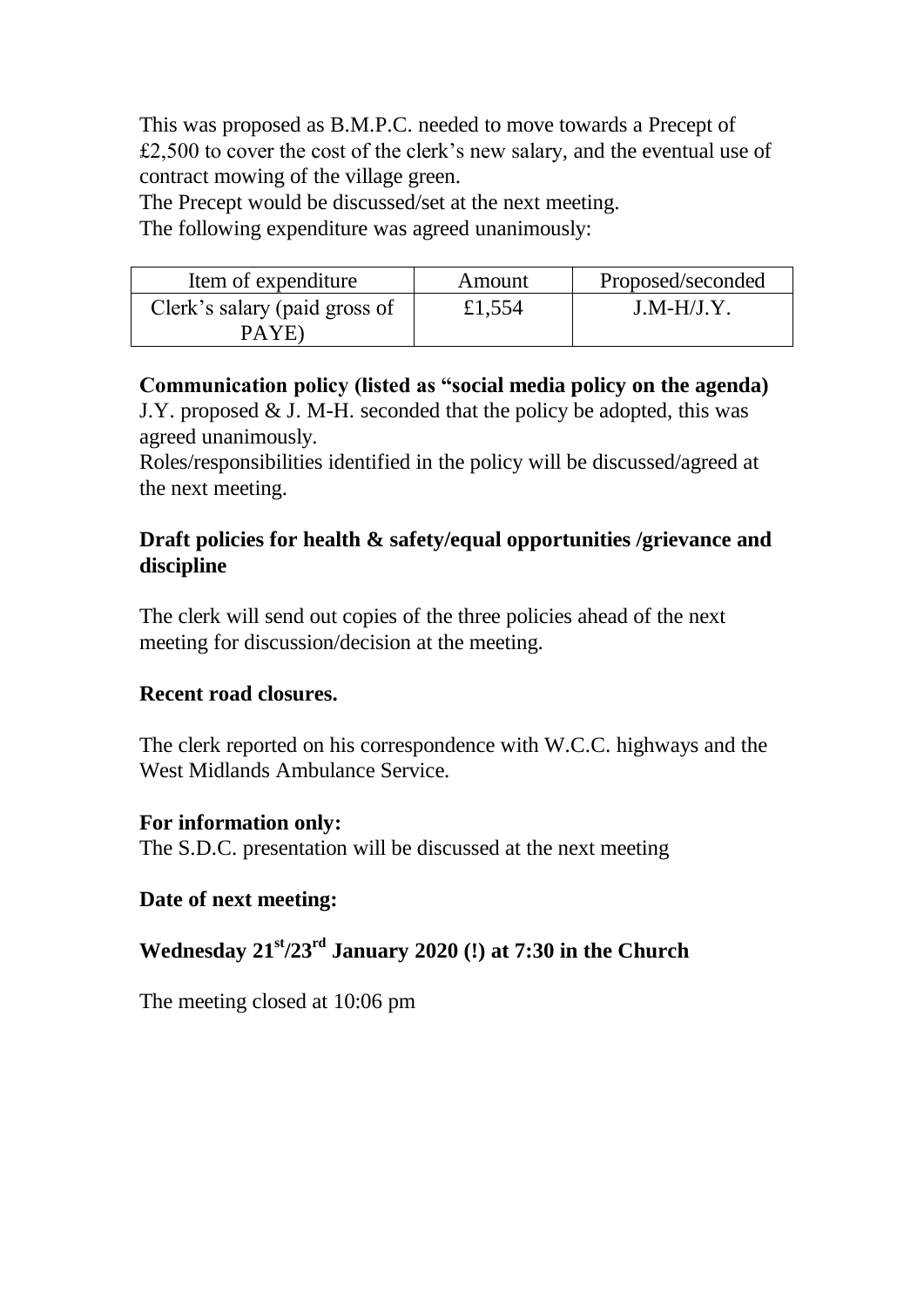This was proposed as B.M.P.C. needed to move towards a Precept of £2,500 to cover the cost of the clerk's new salary, and the eventual use of contract mowing of the village green.

The Precept would be discussed/set at the next meeting.

The following expenditure was agreed unanimously:

| Item of expenditure | Amount | Proposed/seconded |
| --- | --- | --- |
| Clerk's salary (paid gross of PAYE) | £1,554 | J.M-H/J.Y. |

**Communication policy (listed as "social media policy on the agenda)**

J.Y. proposed & J. M-H. seconded that the policy be adopted, this was agreed unanimously.

Roles/responsibilities identified in the policy will be discussed/agreed at the next meeting.

**Draft policies for health & safety/equal opportunities /grievance and discipline**

The clerk will send out copies of the three policies ahead of the next meeting for discussion/decision at the meeting.

**Recent road closures.**

The clerk reported on his correspondence with W.C.C. highways and the West Midlands Ambulance Service.

**For information only:**

The S.D.C. presentation will be discussed at the next meeting

**Date of next meeting:**

**Wednesday 21st/23rd January 2020 (!) at 7:30 in the Church**

The meeting closed at 10:06 pm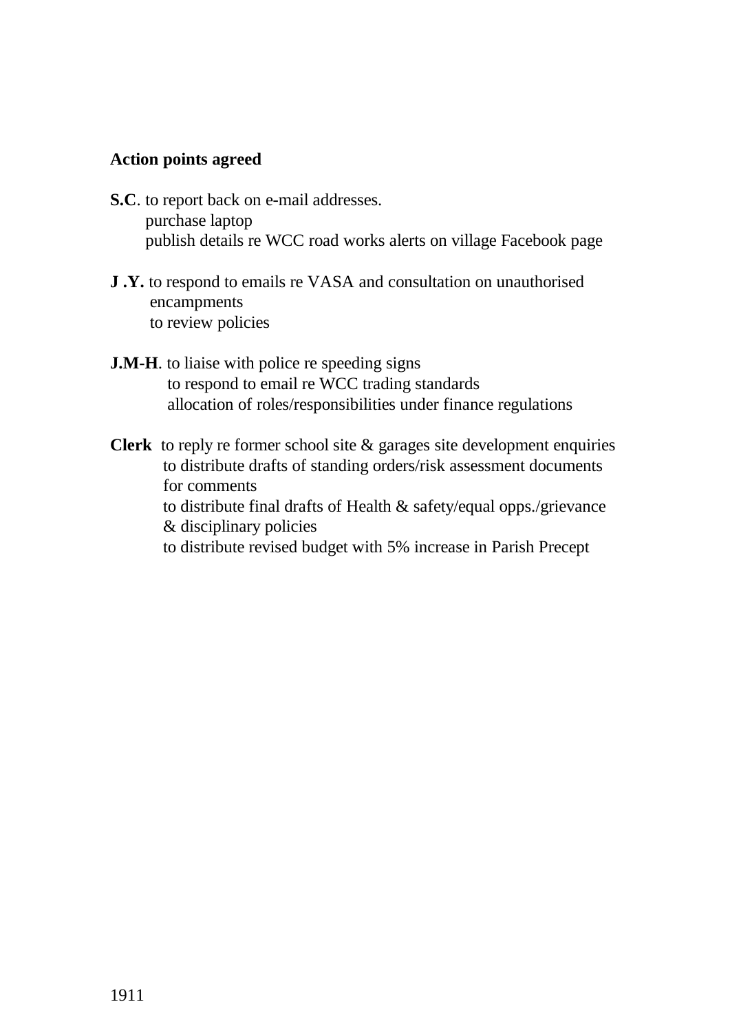**Action points agreed**

**S.C**. to report back on e-mail addresses.
purchase laptop
publish details re WCC road works alerts on village Facebook page

**J .Y.** to respond to emails re VASA and consultation on unauthorised encampments
to review policies

**J.M-H**. to liaise with police re speeding signs
to respond to email re WCC trading standards
allocation of roles/responsibilities under finance regulations

**Clerk** to reply re former school site & garages site development enquiries
to distribute drafts of standing orders/risk assessment documents for comments
to distribute final drafts of Health & safety/equal opps./grievance & disciplinary policies
to distribute revised budget with 5% increase in Parish Precept